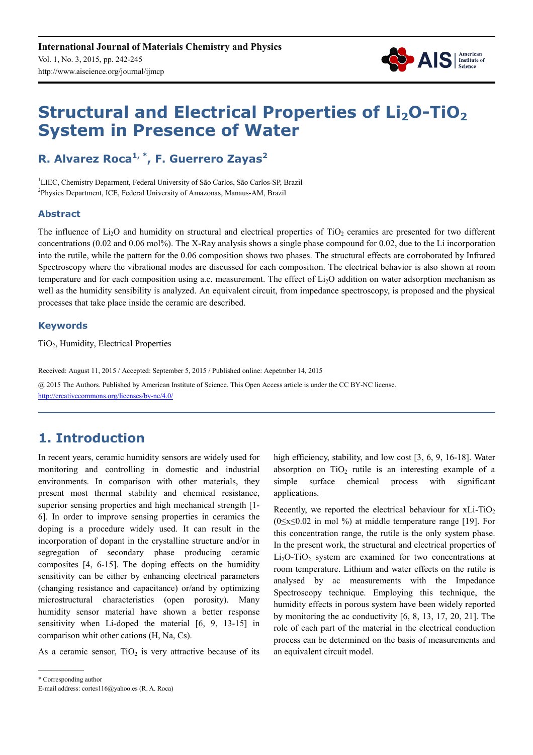# Structural and Electrical Properties of $Li_2O$-$TiO_2$ System in Presence of Water

## R. Alvarez Roca[1, *], F. Guerrero Zayas[2]

[1]LIEC, Chemistry Deparment, Federal University of São Carlos, São Carlos-SP, Brazil
[2]Physics Department, ICE, Federal University of Amazonas, Manaus-AM, Brazil

### Abstract

The influence of $Li_2O$ and humidity on structural and electrical properties of $TiO_2$ ceramics are presented for two different concentrations (0.02 and 0.06 mol%). The X-Ray analysis shows a single phase compound for 0.02, due to the Li incorporation into the rutile, while the pattern for the 0.06 composition shows two phases. The structural effects are corroborated by Infrared Spectroscopy where the vibrational modes are discussed for each composition. The electrical behavior is also shown at room temperature and for each composition using a.c. measurement. The effect of $Li_2O$ addition on water adsorption mechanism as well as the humidity sensibility is analyzed. An equivalent circuit, from impedance spectroscopy, is proposed and the physical processes that take place inside the ceramic are described.

### Keywords

$TiO_2$, Humidity, Electrical Properties

Received: August 11, 2015 / Accepted: September 5, 2015 / Published online: Aepetmber 14, 2015

@ 2015 The Authors. Published by American Institute of Science. This Open Access article is under the CC BY-NC license.
http://creativecommons.org/licenses/by-nc/4.0/

## 1. Introduction

In recent years, ceramic humidity sensors are widely used for monitoring and controlling in domestic and industrial environments. In comparison with other materials, they present most thermal stability and chemical resistance, superior sensing properties and high mechanical strength [1-6]. In order to improve sensing properties in ceramics the doping is a procedure widely used. It can result in the incorporation of dopant in the crystalline structure and/or in segregation of secondary phase producing ceramic composites [4, 6-15]. The doping effects on the humidity sensitivity can be either by enhancing electrical parameters (changing resistance and capacitance) or/and by optimizing microstructural characteristics (open porosity). Many humidity sensor material have shown a better response sensitivity when Li-doped the material [6, 9, 13-15] in comparison whit other cations (H, Na, Cs).

As a ceramic sensor, $TiO_2$ is very attractive because of its high efficiency, stability, and low cost [3, 6, 9, 16-18]. Water absorption on $TiO_2$ rutile is an interesting example of a simple surface chemical process with significant applications.

Recently, we reported the electrical behaviour for xLi-$TiO_2$ ($0 \leq x \leq 0.02$ in mol %) at middle temperature range [19]. For this concentration range, the rutile is the only system phase. In the present work, the structural and electrical properties of $Li_2O$-$TiO_2$ system are examined for two concentrations at room temperature. Lithium and water effects on the rutile is analysed by ac measurements with the Impedance Spectroscopy technique. Employing this technique, the humidity effects in porous system have been widely reported by monitoring the ac conductivity [6, 8, 13, 17, 20, 21]. The role of each part of the material in the electrical conduction process can be determined on the basis of measurements and an equivalent circuit model.

* Corresponding author
E-mail address: cortes116@yahoo.es (R. A. Roca)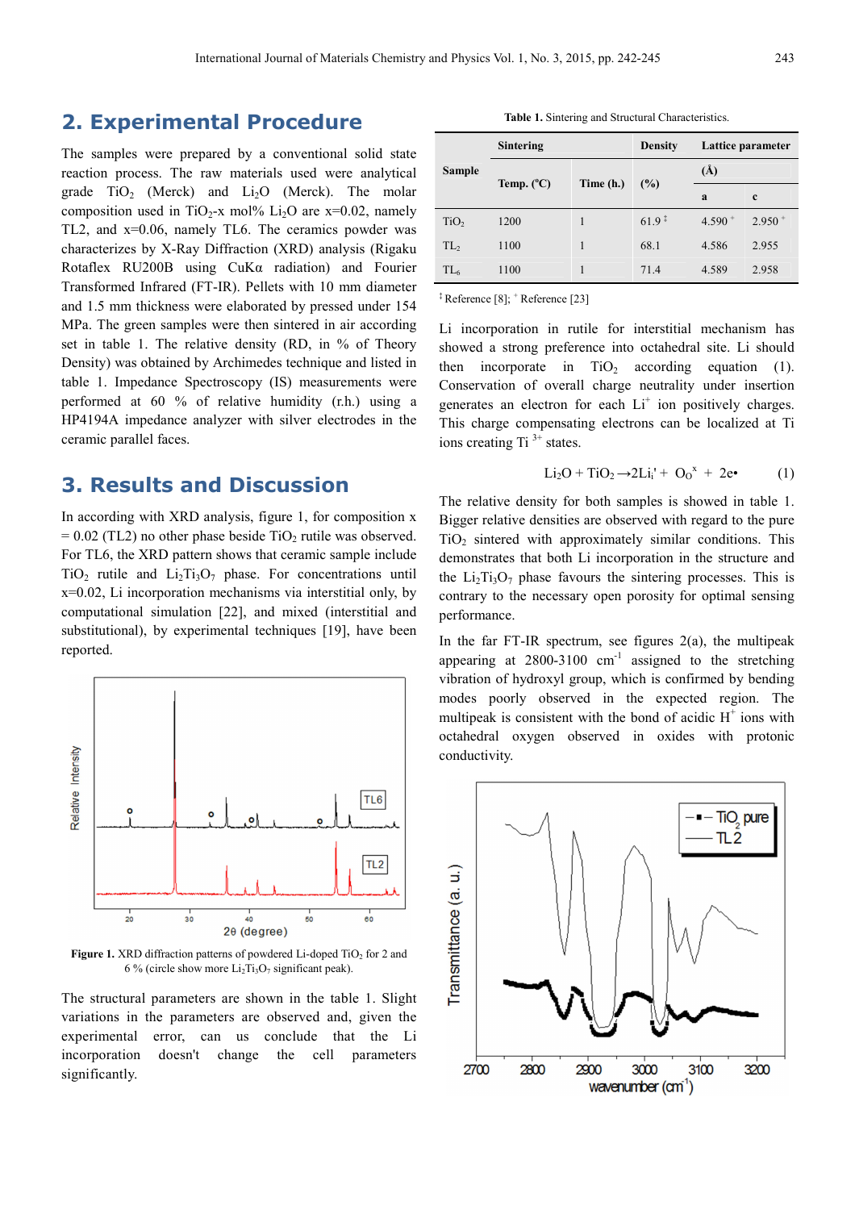## 2. Experimental Procedure

The samples were prepared by a conventional solid state reaction process. The raw materials used were analytical grade $TiO_2$ (Merck) and $Li_2O$ (Merck). The molar composition used in $TiO_2$-x mol% $Li_2O$ are x=0.02, namely TL2, and x=0.06, namely TL6. The ceramics powder was characterizes by X-Ray Diffraction (XRD) analysis (Rigaku Rotaflex RU200B using CuKα radiation) and Fourier Transformed Infrared (FT-IR). Pellets with 10 mm diameter and 1.5 mm thickness were elaborated by pressed under 154 MPa. The green samples were then sintered in air according set in table 1. The relative density (RD, in % of Theory Density) was obtained by Archimedes technique and listed in table 1. Impedance Spectroscopy (IS) measurements were performed at 60 % of relative humidity (r.h.) using a HP4194A impedance analyzer with silver electrodes in the ceramic parallel faces.

## 3. Results and Discussion

In according with XRD analysis, figure 1, for composition x = 0.02 (TL2) no other phase beside $TiO_2$ rutile was observed. For TL6, the XRD pattern shows that ceramic sample include $TiO_2$ rutile and $Li_2Ti_3O_7$ phase. For concentrations until x=0.02, Li incorporation mechanisms via interstitial only, by computational simulation [22], and mixed (interstitial and substitutional), by experimental techniques [19], have been reported.

Figure 1. XRD diffraction patterns of powdered Li-doped $TiO_2$ for 2 and 6 % (circle show more $Li_2Ti_3O_7$ significant peak).

The structural parameters are shown in the table 1. Slight variations in the parameters are observed and, given the experimental error, can us conclude that the Li incorporation doesn't change the cell parameters significantly.

**Table 1.** Sintering and Structural Characteristics.

| Sample | Sintering | | Density | Lattice parameter (Å) | |
|---|---|---|---|---|---|
| | Temp. (°C) | Time (h.) | (%) | a | c |
| $TiO_2$ | 1200 | 1 | 61.9 [‡] | 4.590 [+] | 2.950 [+] |
| $TL_2$ | 1100 | 1 | 68.1 | 4.586 | 2.955 |
| $TL_6$ | 1100 | 1 | 71.4 | 4.589 | 2.958 |

[‡] Reference [8]; [+] Reference [23]

Li incorporation in rutile for interstitial mechanism has showed a strong preference into octahedral site. Li should then incorporate in $TiO_2$ according equation (1). Conservation of overall charge neutrality under insertion generates an electron for each $Li^+$ ion positively charges. This charge compensating electrons can be localized at Ti ions creating $Ti^{3+}$ states.

$$Li_2O + TiO_2 \rightarrow 2Li_i' + O_O^x + 2e\bullet \qquad (1)$$

The relative density for both samples is showed in table 1. Bigger relative densities are observed with regard to the pure $TiO_2$ sintered with approximately similar conditions. This demonstrates that both Li incorporation in the structure and the $Li_2Ti_3O_7$ phase favours the sintering processes. This is contrary to the necessary open porosity for optimal sensing performance.

In the far FT-IR spectrum, see figures 2(a), the multipeak appearing at 2800-3100 $cm^{-1}$ assigned to the stretching vibration of hydroxyl group, which is confirmed by bending modes poorly observed in the expected region. The multipeak is consistent with the bond of acidic $H^+$ ions with octahedral oxygen observed in oxides with protonic conductivity.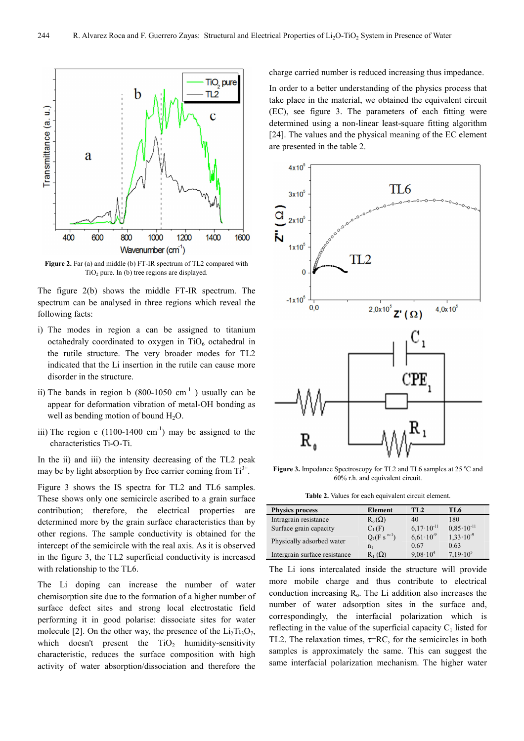Figure 2. Far (a) and middle (b) FT-IR spectrum of TL2 compared with $TiO_2$ pure. In (b) tree regions are displayed.

The figure 2(b) shows the middle FT-IR spectrum. The spectrum can be analysed in three regions which reveal the following facts:

i) The modes in region a can be assigned to titanium octahedraly coordinated to oxygen in $TiO_6$ octahedral in the rutile structure. The very broader modes for TL2 indicated that the Li insertion in the rutile can cause more disorder in the structure.

ii) The bands in region b (800-1050 $cm^{-1}$ ) usually can be appear for deformation vibration of metal-OH bonding as well as bending motion of bound $H_2O$.

iii) The region c (1100-1400 $cm^{-1}$) may be assigned to the characteristics Ti-O-Ti.

In the ii) and iii) the intensity decreasing of the TL2 peak may be by light absorption by free carrier coming from $Ti^{3+}$.

Figure 3 shows the IS spectra for TL2 and TL6 samples. These shows only one semicircle ascribed to a grain surface contribution; therefore, the electrical properties are determined more by the grain surface characteristics than by other regions. The sample conductivity is obtained for the intercept of the semicircle with the real axis. As it is observed in the figure 3, the TL2 superficial conductivity is increased with relationship to the TL6.

The Li doping can increase the number of water chemisorption site due to the formation of a higher number of surface defect sites and strong local electrostatic field performing it in good polarise: dissociate sites for water molecule [2]. On the other way, the presence of the $Li_2Ti_3O_7$, which doesn't present the $TiO_2$ humidity-sensitivity characteristic, reduces the surface composition with high activity of water absorption/dissociation and therefore the charge carried number is reduced increasing thus impedance.

In order to a better understanding of the physics process that take place in the material, we obtained the equivalent circuit (EC), see figure 3. The parameters of each fitting were determined using a non-linear least-square fitting algorithm [24]. The values and the physical meaning of the EC element are presented in the table 2.

Figure 3. Impedance Spectroscopy for TL2 and TL6 samples at 25 ºC and 60% r.h. and equivalent circuit.

Table 2. Values for each equivalent circuit element.

| Physics process | Element | TL2 | TL6 |
|---|---|---|---|
| Intragrain resistance | $R_o$ (Ω) | 40 | 180 |
| Surface grain capacity | $C_1$ (F) | $6{,}17\cdot10^{-11}$ | $0{,}85\cdot10^{-11}$ |
| Physically adsorbed water | $Q_1$ ($F\,s^{n-1}$) | $6{,}61\cdot10^{-9}$ | $1{,}33\cdot10^{-9}$ |
| | $n_1$ | 0.67 | 0.63 |
| Intergrain surface resistance | $R_1$ (Ω) | $9{,}08\cdot10^{4}$ | $7{,}19\cdot10^{5}$ |

The Li ions intercalated inside the structure will provide more mobile charge and thus contribute to electrical conduction increasing $R_o$. The Li addition also increases the number of water adsorption sites in the surface and, correspondingly, the interfacial polarization which is reflecting in the value of the superficial capacity $C_1$ listed for TL2. The relaxation times, $\tau$=RC, for the semicircles in both samples is approximately the same. This can suggest the same interfacial polarization mechanism. The higher water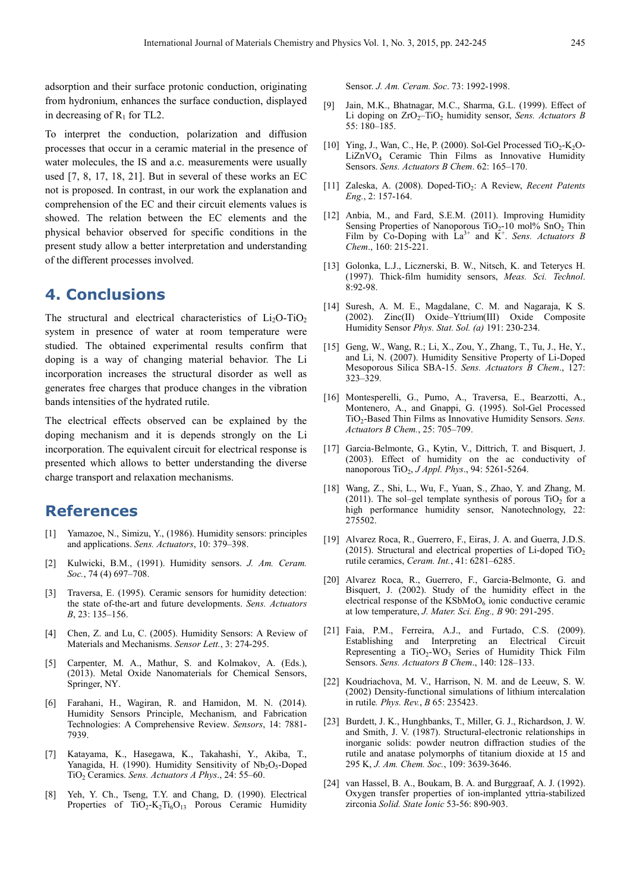adsorption and their surface protonic conduction, originating from hydronium, enhances the surface conduction, displayed in decreasing of $R_1$ for TL2.

To interpret the conduction, polarization and diffusion processes that occur in a ceramic material in the presence of water molecules, the IS and a.c. measurements were usually used [7, 8, 17, 18, 21]. But in several of these works an EC not is proposed. In contrast, in our work the explanation and comprehension of the EC and their circuit elements values is showed. The relation between the EC elements and the physical behavior observed for specific conditions in the present study allow a better interpretation and understanding of the different processes involved.

## 4. Conclusions

The structural and electrical characteristics of $Li_2O$-$TiO_2$ system in presence of water at room temperature were studied. The obtained experimental results confirm that doping is a way of changing material behavior. The Li incorporation increases the structural disorder as well as generates free charges that produce changes in the vibration bands intensities of the hydrated rutile.

The electrical effects observed can be explained by the doping mechanism and it is depends strongly on the Li incorporation. The equivalent circuit for electrical response is presented which allows to better understanding the diverse charge transport and relaxation mechanisms.

## References

[1] Yamazoe, N., Simizu, Y., (1986). Humidity sensors: principles and applications. *Sens. Actuators*, 10: 379–398.

[2] Kulwicki, B.M., (1991). Humidity sensors. *J. Am. Ceram. Soc.*, 74 (4) 697–708.

[3] Traversa, E. (1995). Ceramic sensors for humidity detection: the state of-the-art and future developments. *Sens. Actuators B*, 23: 135–156.

[4] Chen, Z. and Lu, C. (2005). Humidity Sensors: A Review of Materials and Mechanisms. *Sensor Lett.*, 3: 274-295.

[5] Carpenter, M. A., Mathur, S. and Kolmakov, A. (Eds.), (2013). Metal Oxide Nanomaterials for Chemical Sensors, Springer, NY.

[6] Farahani, H., Wagiran, R. and Hamidon, M. N. (2014). Humidity Sensors Principle, Mechanism, and Fabrication Technologies: A Comprehensive Review. *Sensors*, 14: 7881-7939.

[7] Katayama, K., Hasegawa, K., Takahashi, Y., Akiba, T., Yanagida, H. (1990). Humidity Sensitivity of $Nb_2O_5$-Doped $TiO_2$ Ceramics. *Sens. Actuators A Phys*., 24: 55–60.

[8] Yeh, Y. Ch., Tseng, T.Y. and Chang, D. (1990). Electrical Properties of $TiO_2$-$K_2Ti_6O_{13}$ Porous Ceramic Humidity Sensor. *J. Am. Ceram. Soc*. 73: 1992-1998.

[9] Jain, M.K., Bhatnagar, M.C., Sharma, G.L. (1999). Effect of Li doping on $ZrO_2$–$TiO_2$ humidity sensor, *Sens. Actuators B* 55: 180–185.

[10] Ying, J., Wan, C., He, P. (2000). Sol-Gel Processed $TiO_2$-$K_2O$-$LiZnVO_4$ Ceramic Thin Films as Innovative Humidity Sensors. *Sens. Actuators B Chem*. 62: 165–170.

[11] Zaleska, A. (2008). Doped-$TiO_2$: A Review, *Recent Patents Eng.*, 2: 157-164.

[12] Anbia, M., and Fard, S.E.M. (2011). Improving Humidity Sensing Properties of Nanoporous $TiO_2$-10 mol% $SnO_2$ Thin Film by Co-Doping with $La^{3+}$ and $K^+$. *Sens. Actuators B Chem*., 160: 215-221.

[13] Golonka, L.J., Licznerski, B. W., Nitsch, K. and Teterycs H. (1997). Thick-film humidity sensors, *Meas. Sci. Technol*. 8:92-98.

[14] Suresh, A. M. E., Magdalane, C. M. and Nagaraja, K S. (2002). Zinc(II) Oxide–Yttrium(III) Oxide Composite Humidity Sensor *Phys. Stat. Sol. (a)* 191: 230-234.

[15] Geng, W., Wang, R.; Li, X., Zou, Y., Zhang, T., Tu, J., He, Y., and Li, N. (2007). Humidity Sensitive Property of Li-Doped Mesoporous Silica SBA-15. *Sens. Actuators B Chem*., 127: 323–329.

[16] Montesperelli, G., Pumo, A., Traversa, E., Bearzotti, A., Montenero, A., and Gnappi, G. (1995). Sol-Gel Processed $TiO_2$-Based Thin Films as Innovative Humidity Sensors. *Sens. Actuators B Chem.*, 25: 705–709.

[17] Garcia-Belmonte, G., Kytin, V., Dittrich, T. and Bisquert, J. (2003). Effect of humidity on the ac conductivity of nanoporous $TiO_2$, *J Appl. Phys*., 94: 5261-5264.

[18] Wang, Z., Shi, L., Wu, F., Yuan, S., Zhao, Y. and Zhang, M. (2011). The sol–gel template synthesis of porous $TiO_2$ for a high performance humidity sensor, Nanotechnology, 22: 275502.

[19] Alvarez Roca, R., Guerrero, F., Eiras, J. A. and Guerra, J.D.S. (2015). Structural and electrical properties of Li-doped $TiO_2$ rutile ceramics, *Ceram. Int.*, 41: 6281–6285.

[20] Alvarez Roca, R., Guerrero, F., Garcia-Belmonte, G. and Bisquert, J. (2002). Study of the humidity effect in the electrical response of the $KSbMoO_6$ ionic conductive ceramic at low temperature, *J. Mater. Sci. Eng., B* 90: 291-295.

[21] Faia, P.M., Ferreira, A.J., and Furtado, C.S. (2009). Establishing and Interpreting an Electrical Circuit Representing a $TiO_2$-$WO_3$ Series of Humidity Thick Film Sensors. *Sens. Actuators B Chem*., 140: 128–133.

[22] Koudriachova, M. V., Harrison, N. M. and de Leeuw, S. W. (2002) Density-functional simulations of lithium intercalation in rutile. *Phys. Rev.*, *B* 65: 235423.

[23] Burdett, J. K., Hunghbanks, T., Miller, G. J., Richardson, J. W. and Smith, J. V. (1987). Structural-electronic relationships in inorganic solids: powder neutron diffraction studies of the rutile and anatase polymorphs of titanium dioxide at 15 and 295 K, *J. Am. Chem. Soc.*, 109: 3639-3646.

[24] van Hassel, B. A., Boukam, B. A. and Burggraaf, A. J. (1992). Oxygen transfer properties of ion-implanted yttria-stabilized zirconia *Solid. State Ionic* 53-56: 890-903.